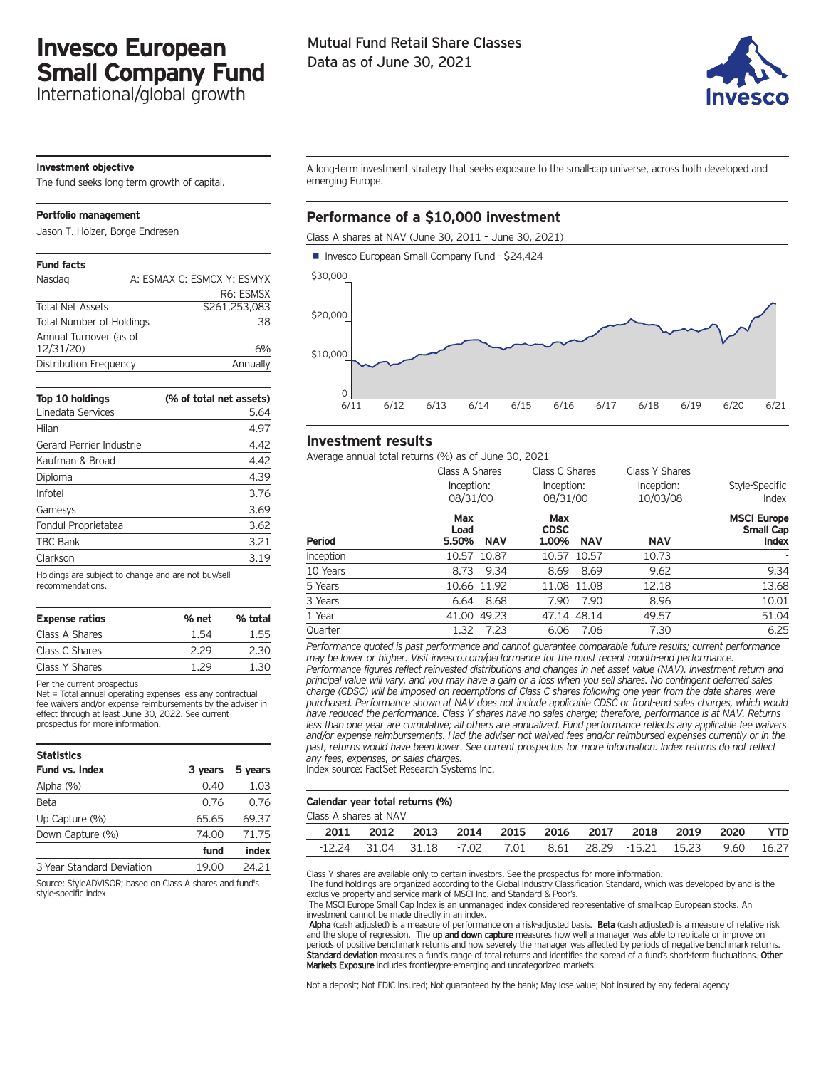# Invesco European Small Company Fund

International/global growth

Mutual Fund Retail Share Classes
Data as of June 30, 2021

### Investment objective

The fund seeks long-term growth of capital.

### Portfolio management

Jason T. Holzer, Borge Endresen

### Fund facts

| | |
|---|---|
| Nasdaq | A: ESMAX C: ESMCX Y: ESMYX R6: ESMSX |
| Total Net Assets | $261,253,083 |
| Total Number of Holdings | 38 |
| Annual Turnover (as of 12/31/20) | 6% |
| Distribution Frequency | Annually |

| Top 10 holdings | (% of total net assets) |
|---|---|
| Linedata Services | 5.64 |
| Hilan | 4.97 |
| Gerard Perrier Industrie | 4.42 |
| Kaufman & Broad | 4.42 |
| Diploma | 4.39 |
| Infotel | 3.76 |
| Gamesys | 3.69 |
| Fondul Proprietatea | 3.62 |
| TBC Bank | 3.21 |
| Clarkson | 3.19 |

Holdings are subject to change and are not buy/sell recommendations.

| Expense ratios | % net | % total |
|---|---|---|
| Class A Shares | 1.54 | 1.55 |
| Class C Shares | 2.29 | 2.30 |
| Class Y Shares | 1.29 | 1.30 |

Per the current prospectus
Net = Total annual operating expenses less any contractual fee waivers and/or expense reimbursements by the adviser in effect through at least June 30, 2022. See current prospectus for more information.

### Statistics

| Fund vs. Index | 3 years | 5 years |
|---|---|---|
| Alpha (%) | 0.40 | 1.03 |
| Beta | 0.76 | 0.76 |
| Up Capture (%) | 65.65 | 69.37 |
| Down Capture (%) | 74.00 | 71.75 |
| | **fund** | **index** |
| 3-Year Standard Deviation | 19.00 | 24.21 |

Source: StyleADVISOR; based on Class A shares and fund's style-specific index

A long-term investment strategy that seeks exposure to the small-cap universe, across both developed and emerging Europe.

## Performance of a $10,000 investment

Class A shares at NAV (June 30, 2011 - June 30, 2021)

■ Invesco European Small Company Fund - $24,424

## Investment results

Average annual total returns (%) as of June 30, 2021

| Period | Class A Shares Inception: 08/31/00 Max Load 5.50% | Class A Shares NAV | Class C Shares Inception: 08/31/00 Max CDSC 1.00% | Class C Shares NAV | Class Y Shares Inception: 10/03/08 NAV | Style-Specific Index MSCI Europe Small Cap Index |
|---|---|---|---|---|---|---|
| Inception | 10.57 | 10.87 | 10.57 | 10.57 | 10.73 | - |
| 10 Years | 8.73 | 9.34 | 8.69 | 8.69 | 9.62 | 9.34 |
| 5 Years | 10.66 | 11.92 | 11.08 | 11.08 | 12.18 | 13.68 |
| 3 Years | 6.64 | 8.68 | 7.90 | 7.90 | 8.96 | 10.01 |
| 1 Year | 41.00 | 49.23 | 47.14 | 48.14 | 49.57 | 51.04 |
| Quarter | 1.32 | 7.23 | 6.06 | 7.06 | 7.30 | 6.25 |

*Performance quoted is past performance and cannot guarantee comparable future results; current performance may be lower or higher. Visit invesco.com/performance for the most recent month-end performance. Performance figures reflect reinvested distributions and changes in net asset value (NAV). Investment return and principal value will vary, and you may have a gain or a loss when you sell shares. No contingent deferred sales charge (CDSC) will be imposed on redemptions of Class C shares following one year from the date shares were purchased. Performance shown at NAV does not include applicable CDSC or front-end sales charges, which would have reduced the performance. Class Y shares have no sales charge; therefore, performance is at NAV. Returns less than one year are cumulative; all others are annualized. Fund performance reflects any applicable fee waivers and/or expense reimbursements. Had the adviser not waived fees and/or reimbursed expenses currently or in the past, returns would have been lower. See current prospectus for more information. Index returns do not reflect any fees, expenses, or sales charges.*
Index source: FactSet Research Systems Inc.

### Calendar year total returns (%)

Class A shares at NAV

| 2011 | 2012 | 2013 | 2014 | 2015 | 2016 | 2017 | 2018 | 2019 | 2020 | YTD |
|---|---|---|---|---|---|---|---|---|---|---|
| -12.24 | 31.04 | 31.18 | -7.02 | 7.01 | 8.61 | 28.29 | -15.21 | 15.23 | 9.60 | 16.27 |

Class Y shares are available only to certain investors. See the prospectus for more information.
The fund holdings are organized according to the Global Industry Classification Standard, which was developed by and is the exclusive property and service mark of MSCI Inc. and Standard & Poor's.
The MSCI Europe Small Cap Index is an unmanaged index considered representative of small-cap European stocks. An investment cannot be made directly in an index.
**Alpha** (cash adjusted) is a measure of performance on a risk-adjusted basis. **Beta** (cash adjusted) is a measure of relative risk and the slope of regression. The **up and down capture** measures how well a manager was able to replicate or improve on periods of positive benchmark returns and how severely the manager was affected by periods of negative benchmark returns. **Standard deviation** measures a fund's range of total returns and identifies the spread of a fund's short-term fluctuations. **Other Markets Exposure** includes frontier/pre-emerging and uncategorized markets.

Not a deposit; Not FDIC insured; Not guaranteed by the bank; May lose value; Not insured by any federal agency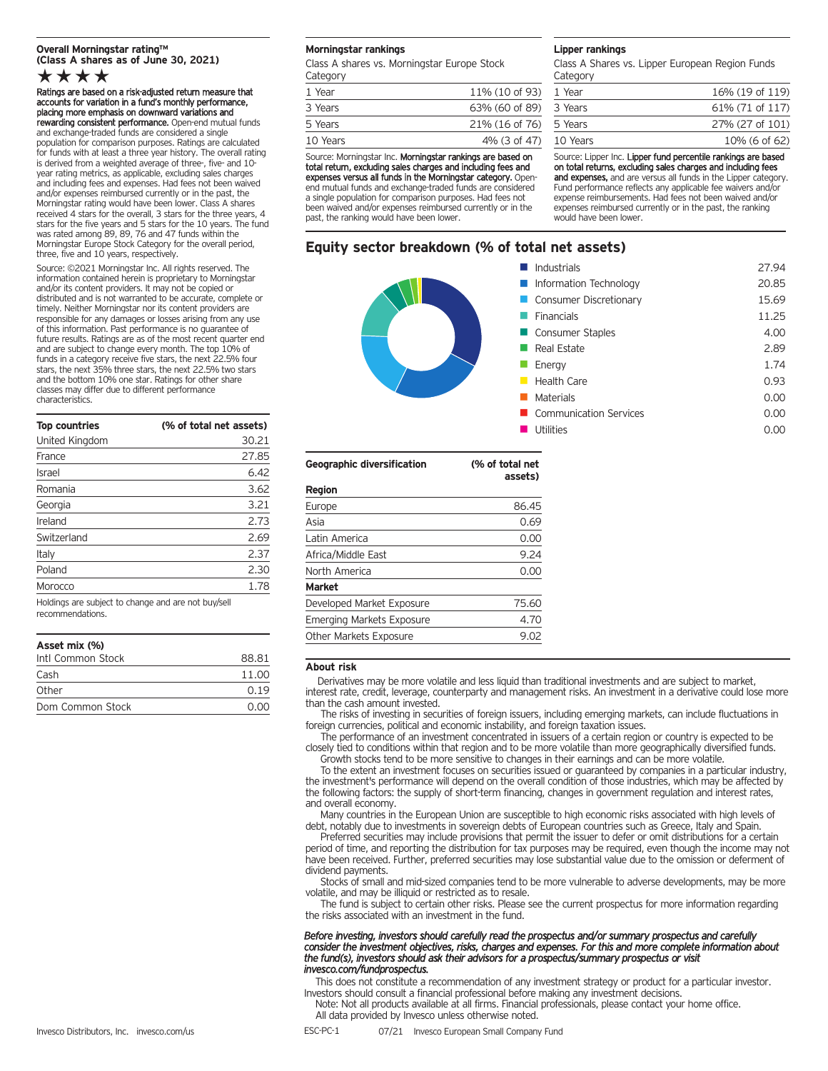**Overall Morningstar rating™ (Class A shares as of June 30, 2021)**

★★★★

**Ratings are based on a risk-adjusted return measure that accounts for variation in a fund's monthly performance, placing more emphasis on downward variations and rewarding consistent performance.** Open-end mutual funds and exchange-traded funds are considered a single population for comparison purposes. Ratings are calculated for funds with at least a three year history. The overall rating is derived from a weighted average of three-, five- and 10-year rating metrics, as applicable, excluding sales charges and including fees and expenses. Had fees not been waived and/or expenses reimbursed currently or in the past, the Morningstar rating would have been lower. Class A shares received 4 stars for the overall, 3 stars for the three years, 4 stars for the five years and 5 stars for the 10 years. The fund was rated among 89, 89, 76 and 47 funds within the Morningstar Europe Stock Category for the overall period, three, five and 10 years, respectively.

Source: ©2021 Morningstar Inc. All rights reserved. The information contained herein is proprietary to Morningstar and/or its content providers. It may not be copied or distributed and is not warranted to be accurate, complete or timely. Neither Morningstar nor its content providers are responsible for any damages or losses arising from any use of this information. Past performance is no guarantee of future results. Ratings are as of the most recent quarter end and are subject to change every month. The top 10% of funds in a category receive five stars, the next 22.5% four stars, the next 35% three stars, the next 22.5% two stars and the bottom 10% one star. Ratings for other share classes may differ due to different performance characteristics.

| Top countries | (% of total net assets) |
|---|---|
| United Kingdom | 30.21 |
| France | 27.85 |
| Israel | 6.42 |
| Romania | 3.62 |
| Georgia | 3.21 |
| Ireland | 2.73 |
| Switzerland | 2.69 |
| Italy | 2.37 |
| Poland | 2.30 |
| Morocco | 1.78 |

Holdings are subject to change and are not buy/sell recommendations.

| Asset mix (%) | |
|---|---|
| Intl Common Stock | 88.81 |
| Cash | 11.00 |
| Other | 0.19 |
| Dom Common Stock | 0.00 |

**Morningstar rankings**

Class A shares vs. Morningstar Europe Stock Category

| | |
|---|---|
| 1 Year | 11% (10 of 93) |
| 3 Years | 63% (60 of 89) |
| 5 Years | 21% (16 of 76) |
| 10 Years | 4% (3 of 47) |

Source: Morningstar Inc. **Morningstar rankings are based on total return, excluding sales charges and including fees and expenses versus all funds in the Morningstar category.** Open-end mutual funds and exchange-traded funds are considered a single population for comparison purposes. Had fees not been waived and/or expenses reimbursed currently or in the past, the ranking would have been lower.

**Lipper rankings**

Class A Shares vs. Lipper European Region Funds Category

| | |
|---|---|
| 1 Year | 16% (19 of 119) |
| 3 Years | 61% (71 of 117) |
| 5 Years | 27% (27 of 101) |
| 10 Years | 10% (6 of 62) |

Source: Lipper Inc. **Lipper fund percentile rankings are based on total returns, excluding sales charges and including fees and expenses,** and are versus all funds in the Lipper category. Fund performance reflects any applicable fee waivers and/or expense reimbursements. Had fees not been waived and/or expenses reimbursed currently or in the past, the ranking would have been lower.

## Equity sector breakdown (% of total net assets)

Industrials 27.94
Information Technology 20.85
Consumer Discretionary 15.69
Financials 11.25
Consumer Staples 4.00
Real Estate 2.89
Energy 1.74
Health Care 0.93
Materials 0.00
Communication Services 0.00
Utilities 0.00

| Geographic diversification | (% of total net assets) |
|---|---|
| **Region** | |
| Europe | 86.45 |
| Asia | 0.69 |
| Latin America | 0.00 |
| Africa/Middle East | 9.24 |
| North America | 0.00 |
| **Market** | |
| Developed Market Exposure | 75.60 |
| Emerging Markets Exposure | 4.70 |
| Other Markets Exposure | 9.02 |

**About risk**

Derivatives may be more volatile and less liquid than traditional investments and are subject to market, interest rate, credit, leverage, counterparty and management risks. An investment in a derivative could lose more than the cash amount invested.

The risks of investing in securities of foreign issuers, including emerging markets, can include fluctuations in foreign currencies, political and economic instability, and foreign taxation issues.

The performance of an investment concentrated in issuers of a certain region or country is expected to be closely tied to conditions within that region and to be more volatile than more geographically diversified funds.

Growth stocks tend to be more sensitive to changes in their earnings and can be more volatile.

To the extent an investment focuses on securities issued or guaranteed by companies in a particular industry, the investment's performance will depend on the overall condition of those industries, which may be affected by the following factors: the supply of short-term financing, changes in government regulation and interest rates, and overall economy.

Many countries in the European Union are susceptible to high economic risks associated with high levels of debt, notably due to investments in sovereign debts of European countries such as Greece, Italy and Spain.

Preferred securities may include provisions that permit the issuer to defer or omit distributions for a certain period of time, and reporting the distribution for tax purposes may be required, even though the income may not have been received. Further, preferred securities may lose substantial value due to the omission or deferment of dividend payments.

Stocks of small and mid-sized companies tend to be more vulnerable to adverse developments, may be more volatile, and may be illiquid or restricted as to resale.

The fund is subject to certain other risks. Please see the current prospectus for more information regarding the risks associated with an investment in the fund.

***Before investing, investors should carefully read the prospectus and/or summary prospectus and carefully consider the investment objectives, risks, charges and expenses. For this and more complete information about the fund(s), investors should ask their advisors for a prospectus/summary prospectus or visit invesco.com/fundprospectus.***

This does not constitute a recommendation of any investment strategy or product for a particular investor. Investors should consult a financial professional before making any investment decisions.

Note: Not all products available at all firms. Financial professionals, please contact your home office.

All data provided by Invesco unless otherwise noted.

Invesco Distributors, Inc. invesco.com/us ESC-PC-1 07/21 Invesco European Small Company Fund